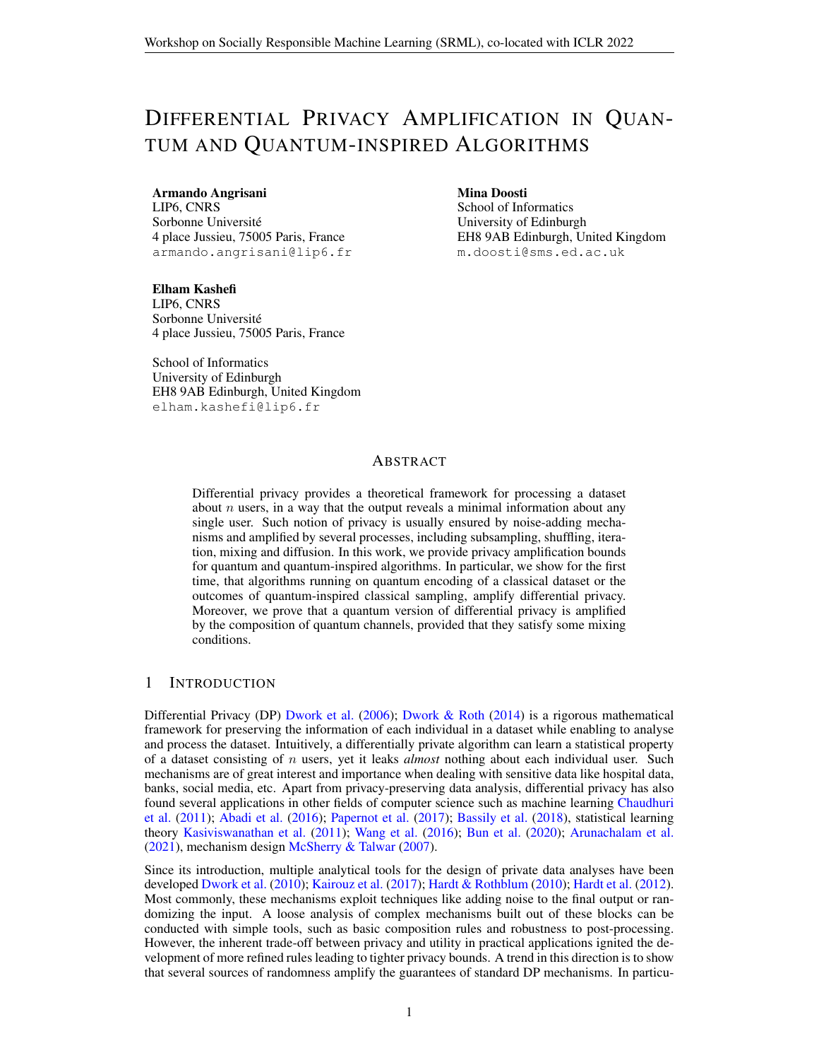# DIFFERENTIAL PRIVACY AMPLIFICATION IN QUANTUM AND QUANTUM-INSPIRED ALGORITHMS

**Armando Angrisani**
LIP6, CNRS
Sorbonne Université
4 place Jussieu, 75005 Paris, France
armando.angrisani@lip6.fr

**Mina Doosti**
School of Informatics
University of Edinburgh
EH8 9AB Edinburgh, United Kingdom
m.doosti@sms.ed.ac.uk

**Elham Kashefi**
LIP6, CNRS
Sorbonne Université
4 place Jussieu, 75005 Paris, France

School of Informatics
University of Edinburgh
EH8 9AB Edinburgh, United Kingdom
elham.kashefi@lip6.fr

## ABSTRACT

Differential privacy provides a theoretical framework for processing a dataset about $n$ users, in a way that the output reveals a minimal information about any single user. Such notion of privacy is usually ensured by noise-adding mechanisms and amplified by several processes, including subsampling, shuffling, iteration, mixing and diffusion. In this work, we provide privacy amplification bounds for quantum and quantum-inspired algorithms. In particular, we show for the first time, that algorithms running on quantum encoding of a classical dataset or the outcomes of quantum-inspired classical sampling, amplify differential privacy. Moreover, we prove that a quantum version of differential privacy is amplified by the composition of quantum channels, provided that they satisfy some mixing conditions.

## 1 INTRODUCTION

Differential Privacy (DP) Dwork et al. (2006); Dwork & Roth (2014) is a rigorous mathematical framework for preserving the information of each individual in a dataset while enabling to analyse and process the dataset. Intuitively, a differentially private algorithm can learn a statistical property of a dataset consisting of $n$ users, yet it leaks *almost* nothing about each individual user. Such mechanisms are of great interest and importance when dealing with sensitive data like hospital data, banks, social media, etc. Apart from privacy-preserving data analysis, differential privacy has also found several applications in other fields of computer science such as machine learning Chaudhuri et al. (2011); Abadi et al. (2016); Papernot et al. (2017); Bassily et al. (2018), statistical learning theory Kasiviswanathan et al. (2011); Wang et al. (2016); Bun et al. (2020); Arunachalam et al. (2021), mechanism design McSherry & Talwar (2007).

Since its introduction, multiple analytical tools for the design of private data analyses have been developed Dwork et al. (2010); Kairouz et al. (2017); Hardt & Rothblum (2010); Hardt et al. (2012). Most commonly, these mechanisms exploit techniques like adding noise to the final output or randomizing the input. A loose analysis of complex mechanisms built out of these blocks can be conducted with simple tools, such as basic composition rules and robustness to post-processing. However, the inherent trade-off between privacy and utility in practical applications ignited the development of more refined rules leading to tighter privacy bounds. A trend in this direction is to show that several sources of randomness amplify the guarantees of standard DP mechanisms. In particu-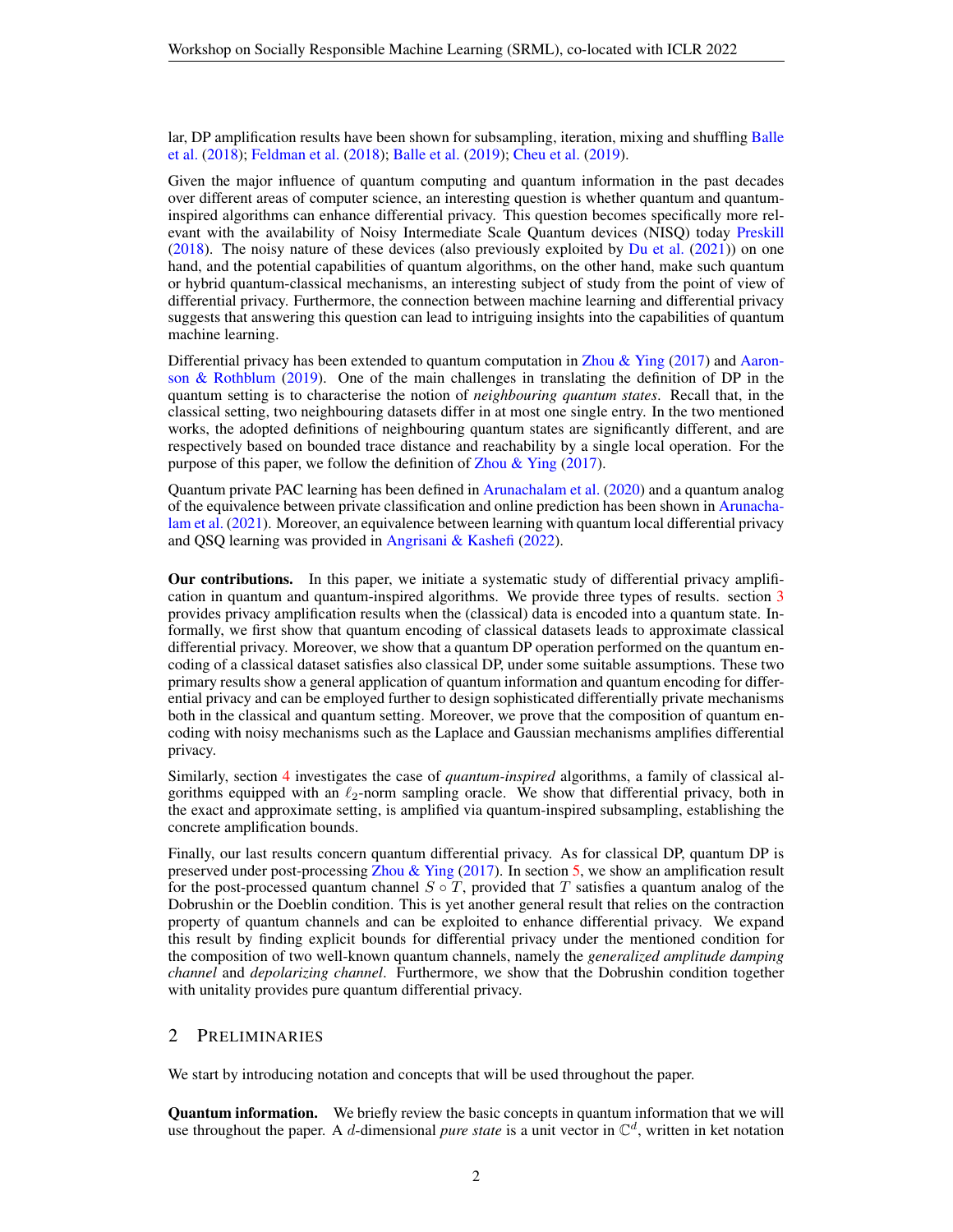lar, DP amplification results have been shown for subsampling, iteration, mixing and shuffling Balle et al. (2018); Feldman et al. (2018); Balle et al. (2019); Cheu et al. (2019).

Given the major influence of quantum computing and quantum information in the past decades over different areas of computer science, an interesting question is whether quantum and quantum-inspired algorithms can enhance differential privacy. This question becomes specifically more relevant with the availability of Noisy Intermediate Scale Quantum devices (NISQ) today Preskill (2018). The noisy nature of these devices (also previously exploited by Du et al. (2021)) on one hand, and the potential capabilities of quantum algorithms, on the other hand, make such quantum or hybrid quantum-classical mechanisms, an interesting subject of study from the point of view of differential privacy. Furthermore, the connection between machine learning and differential privacy suggests that answering this question can lead to intriguing insights into the capabilities of quantum machine learning.

Differential privacy has been extended to quantum computation in Zhou & Ying (2017) and Aaronson & Rothblum (2019). One of the main challenges in translating the definition of DP in the quantum setting is to characterise the notion of *neighbouring quantum states*. Recall that, in the classical setting, two neighbouring datasets differ in at most one single entry. In the two mentioned works, the adopted definitions of neighbouring quantum states are significantly different, and are respectively based on bounded trace distance and reachability by a single local operation. For the purpose of this paper, we follow the definition of Zhou & Ying (2017).

Quantum private PAC learning has been defined in Arunachalam et al. (2020) and a quantum analog of the equivalence between private classification and online prediction has been shown in Arunachalam et al. (2021). Moreover, an equivalence between learning with quantum local differential privacy and QSQ learning was provided in Angrisani & Kashefi (2022).

**Our contributions.** In this paper, we initiate a systematic study of differential privacy amplification in quantum and quantum-inspired algorithms. We provide three types of results. section 3 provides privacy amplification results when the (classical) data is encoded into a quantum state. Informally, we first show that quantum encoding of classical datasets leads to approximate classical differential privacy. Moreover, we show that a quantum DP operation performed on the quantum encoding of a classical dataset satisfies also classical DP, under some suitable assumptions. These two primary results show a general application of quantum information and quantum encoding for differential privacy and can be employed further to design sophisticated differentially private mechanisms both in the classical and quantum setting. Moreover, we prove that the composition of quantum encoding with noisy mechanisms such as the Laplace and Gaussian mechanisms amplifies differential privacy.

Similarly, section 4 investigates the case of *quantum-inspired* algorithms, a family of classical algorithms equipped with an $\ell_2$-norm sampling oracle. We show that differential privacy, both in the exact and approximate setting, is amplified via quantum-inspired subsampling, establishing the concrete amplification bounds.

Finally, our last results concern quantum differential privacy. As for classical DP, quantum DP is preserved under post-processing Zhou & Ying (2017). In section 5, we show an amplification result for the post-processed quantum channel $S \circ T$, provided that $T$ satisfies a quantum analog of the Dobrushin or the Doeblin condition. This is yet another general result that relies on the contraction property of quantum channels and can be exploited to enhance differential privacy. We expand this result by finding explicit bounds for differential privacy under the mentioned condition for the composition of two well-known quantum channels, namely the *generalized amplitude damping channel* and *depolarizing channel*. Furthermore, we show that the Dobrushin condition together with unitality provides pure quantum differential privacy.

## 2 Preliminaries

We start by introducing notation and concepts that will be used throughout the paper.

**Quantum information.** We briefly review the basic concepts in quantum information that we will use throughout the paper. A $d$-dimensional *pure state* is a unit vector in $\mathbb{C}^d$, written in ket notation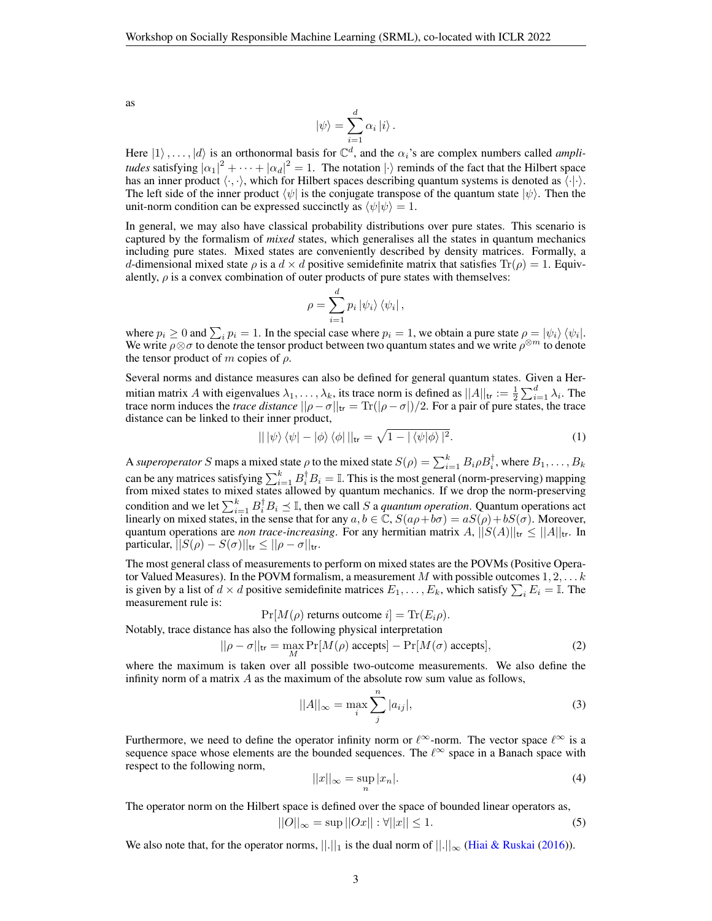as

$$|\psi\rangle = \sum_{i=1}^{d} \alpha_i |i\rangle .$$

Here $|1\rangle, \dots, |d\rangle$ is an orthonormal basis for $\mathbb{C}^d$, and the $\alpha_i$'s are complex numbers called *amplitudes* satisfying $|\alpha_1|^2 + \cdots + |\alpha_d|^2 = 1$. The notation $|\cdot\rangle$ reminds of the fact that the Hilbert space has an inner product $\langle \cdot, \cdot \rangle$, which for Hilbert spaces describing quantum systems is denoted as $\langle \cdot | \cdot \rangle$. The left side of the inner product $\langle \psi |$ is the conjugate transpose of the quantum state $|\psi\rangle$. Then the unit-norm condition can be expressed succinctly as $\langle \psi | \psi \rangle = 1$.

In general, we may also have classical probability distributions over pure states. This scenario is captured by the formalism of *mixed* states, which generalises all the states in quantum mechanics including pure states. Mixed states are conveniently described by density matrices. Formally, a $d$-dimensional mixed state $\rho$ is a $d \times d$ positive semidefinite matrix that satisfies $\mathrm{Tr}(\rho) = 1$. Equivalently, $\rho$ is a convex combination of outer products of pure states with themselves:

$$\rho = \sum_{i=1}^{d} p_i |\psi_i\rangle \langle \psi_i| ,$$

where $p_i \geq 0$ and $\sum_i p_i = 1$. In the special case where $p_i = 1$, we obtain a pure state $\rho = |\psi_i\rangle \langle \psi_i|$. We write $\rho \otimes \sigma$ to denote the tensor product between two quantum states and we write $\rho^{\otimes m}$ to denote the tensor product of $m$ copies of $\rho$.

Several norms and distance measures can also be defined for general quantum states. Given a Hermitian matrix $A$ with eigenvalues $\lambda_1, \dots, \lambda_k$, its trace norm is defined as $||A||_{\mathsf{tr}} := \frac{1}{2}\sum_{i=1}^{d} \lambda_i$. The trace norm induces the *trace distance* $||\rho - \sigma||_{\mathsf{tr}} = \mathrm{Tr}(|\rho - \sigma|)/2$. For a pair of pure states, the trace distance can be linked to their inner product,

$$|| \, |\psi\rangle \langle \psi| - |\phi\rangle \langle \phi| \, ||_{\mathsf{tr}} = \sqrt{1 - |\langle \psi | \phi \rangle|^2}. \tag{1}$$

A *superoperator* $S$ maps a mixed state $\rho$ to the mixed state $S(\rho) = \sum_{i=1}^{k} B_i \rho B_i^{\dagger}$, where $B_1, \dots, B_k$ can be any matrices satisfying $\sum_{i=1}^{k} B_i^{\dagger} B_i = \mathbb{I}$. This is the most general (norm-preserving) mapping from mixed states to mixed states allowed by quantum mechanics. If we drop the norm-preserving condition and we let $\sum_{i=1}^{k} B_i^{\dagger} B_i \preceq \mathbb{I}$, then we call $S$ a *quantum operation*. Quantum operations act linearly on mixed states, in the sense that for any $a, b \in \mathbb{C}$, $S(a\rho + b\sigma) = aS(\rho) + bS(\sigma)$. Moreover, quantum operations are *non trace-increasing*. For any hermitian matrix $A$, $||S(A)||_{\mathsf{tr}} \leq ||A||_{\mathsf{tr}}$. In particular, $||S(\rho) - S(\sigma)||_{\mathsf{tr}} \leq ||\rho - \sigma||_{\mathsf{tr}}$.

The most general class of measurements to perform on mixed states are the POVMs (Positive Operator Valued Measures). In the POVM formalism, a measurement $M$ with possible outcomes $1, 2, \dots k$ is given by a list of $d \times d$ positive semidefinite matrices $E_1, \dots, E_k$, which satisfy $\sum_i E_i = \mathbb{I}$. The measurement rule is:

$$\Pr[M(\rho) \text{ returns outcome } i] = \mathrm{Tr}(E_i \rho).$$

Notably, trace distance has also the following physical interpretation

$$||\rho - \sigma||_{\mathsf{tr}} = \max_{M} \Pr[M(\rho) \text{ accepts}] - \Pr[M(\sigma) \text{ accepts}], \tag{2}$$

where the maximum is taken over all possible two-outcome measurements. We also define the infinity norm of a matrix $A$ as the maximum of the absolute row sum value as follows,

$$||A||_{\infty} = \max_{i} \sum_{j}^{n} |a_{ij}|, \tag{3}$$

Furthermore, we need to define the operator infinity norm or $\ell^{\infty}$-norm. The vector space $\ell^{\infty}$ is a sequence space whose elements are the bounded sequences. The $\ell^{\infty}$ space in a Banach space with respect to the following norm,

$$||x||_{\infty} = \sup_{n} |x_n|. \tag{4}$$

The operator norm on the Hilbert space is defined over the space of bounded linear operators as,

$$||O||_{\infty} = \sup ||Ox|| : \forall ||x|| \leq 1. \tag{5}$$

We also note that, for the operator norms, $||.||_1$ is the dual norm of $||.||_{\infty}$ (Hiai & Ruskai (2016)).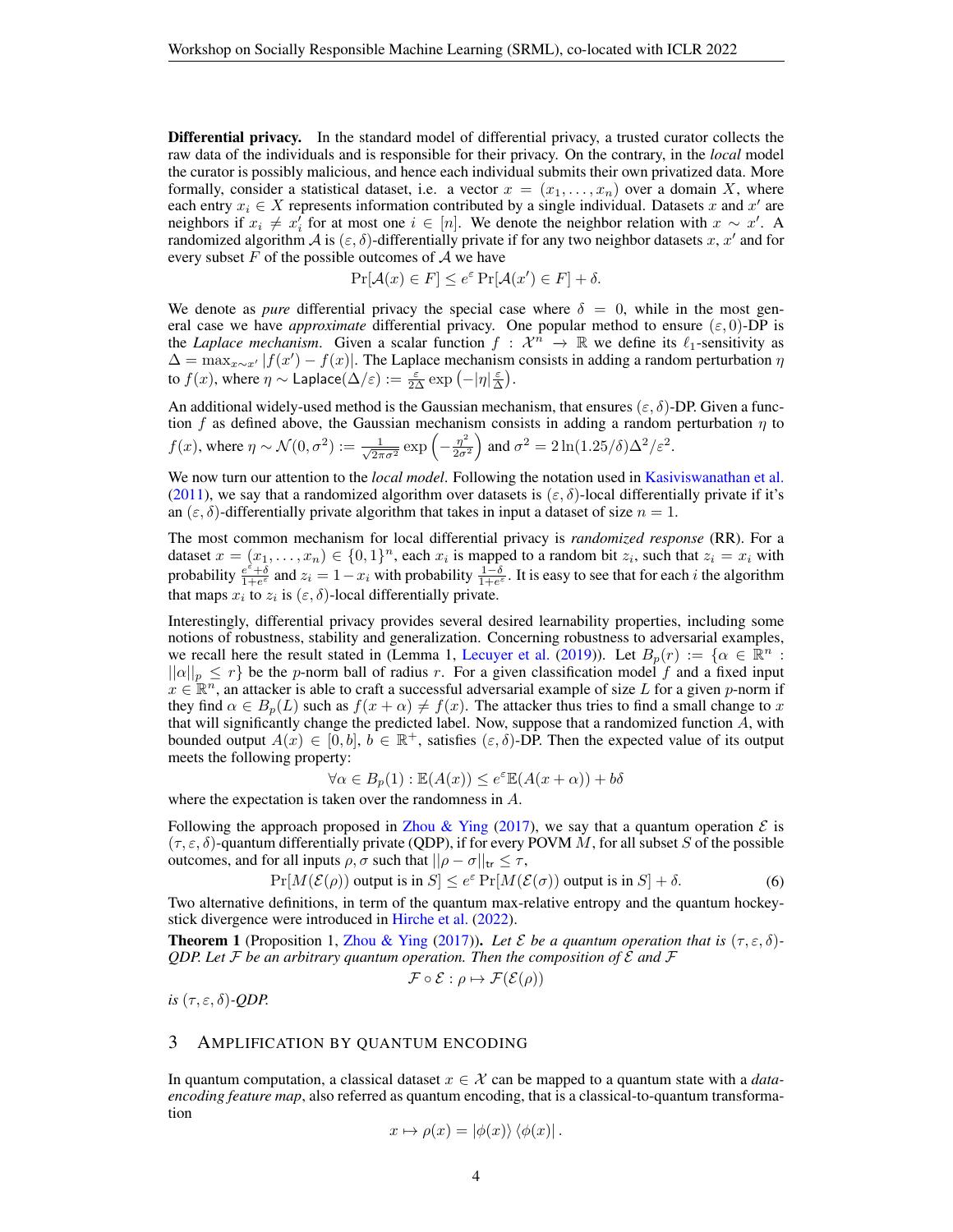**Differential privacy.** In the standard model of differential privacy, a trusted curator collects the raw data of the individuals and is responsible for their privacy. On the contrary, in the *local* model the curator is possibly malicious, and hence each individual submits their own privatized data. More formally, consider a statistical dataset, i.e. a vector $x = (x_1, \ldots, x_n)$ over a domain $X$, where each entry $x_i \in X$ represents information contributed by a single individual. Datasets $x$ and $x'$ are neighbors if $x_i \neq x'_i$ for at most one $i \in [n]$. We denote the neighbor relation with $x \sim x'$. A randomized algorithm $\mathcal{A}$ is $(\varepsilon, \delta)$-differentially private if for any two neighbor datasets $x, x'$ and for every subset $F$ of the possible outcomes of $\mathcal{A}$ we have

$$\Pr[\mathcal{A}(x) \in F] \leq e^{\varepsilon} \Pr[\mathcal{A}(x') \in F] + \delta.$$

We denote as *pure* differential privacy the special case where $\delta = 0$, while in the most general case we have *approximate* differential privacy. One popular method to ensure $(\varepsilon, 0)$-DP is the *Laplace mechanism*. Given a scalar function $f : \mathcal{X}^n \to \mathbb{R}$ we define its $\ell_1$-sensitivity as $\Delta = \max_{x \sim x'} |f(x') - f(x)|$. The Laplace mechanism consists in adding a random perturbation $\eta$ to $f(x)$, where $\eta \sim \mathsf{Laplace}(\Delta/\varepsilon) := \frac{\varepsilon}{2\Delta} \exp\left(-|\eta| \frac{\varepsilon}{\Delta}\right)$.

An additional widely-used method is the Gaussian mechanism, that ensures $(\varepsilon, \delta)$-DP. Given a function $f$ as defined above, the Gaussian mechanism consists in adding a random perturbation $\eta$ to $f(x)$, where $\eta \sim \mathcal{N}(0, \sigma^2) := \frac{1}{\sqrt{2\pi\sigma^2}} \exp\left(-\frac{\eta^2}{2\sigma^2}\right)$ and $\sigma^2 = 2\ln(1.25/\delta)\Delta^2/\varepsilon^2$.

We now turn our attention to the *local model*. Following the notation used in Kasiviswanathan et al. (2011), we say that a randomized algorithm over datasets is $(\varepsilon, \delta)$-local differentially private if it's an $(\varepsilon, \delta)$-differentially private algorithm that takes in input a dataset of size $n = 1$.

The most common mechanism for local differential privacy is *randomized response* (RR). For a dataset $x = (x_1, \ldots, x_n) \in \{0, 1\}^n$, each $x_i$ is mapped to a random bit $z_i$, such that $z_i = x_i$ with probability $\frac{e^{\varepsilon} + \delta}{1 + e^{\varepsilon}}$ and $z_i = 1 - x_i$ with probability $\frac{1 - \delta}{1 + e^{\varepsilon}}$. It is easy to see that for each $i$ the algorithm that maps $x_i$ to $z_i$ is $(\varepsilon, \delta)$-local differentially private.

Interestingly, differential privacy provides several desired learnability properties, including some notions of robustness, stability and generalization. Concerning robustness to adversarial examples, we recall here the result stated in (Lemma 1, Lecuyer et al. (2019)). Let $B_p(r) := \{\alpha \in \mathbb{R}^n : ||\alpha||_p \leq r\}$ be the $p$-norm ball of radius $r$. For a given classification model $f$ and a fixed input $x \in \mathbb{R}^n$, an attacker is able to craft a successful adversarial example of size $L$ for a given $p$-norm if they find $\alpha \in B_p(L)$ such as $f(x + \alpha) \neq f(x)$. The attacker thus tries to find a small change to $x$ that will significantly change the predicted label. Now, suppose that a randomized function $A$, with bounded output $A(x) \in [0, b]$, $b \in \mathbb{R}^+$, satisfies $(\varepsilon, \delta)$-DP. Then the expected value of its output meets the following property:

$$\forall \alpha \in B_p(1) : \mathbb{E}(A(x)) \leq e^{\varepsilon} \mathbb{E}(A(x + \alpha)) + b\delta$$

where the expectation is taken over the randomness in $A$.

Following the approach proposed in Zhou & Ying (2017), we say that a quantum operation $\mathcal{E}$ is $(\tau, \varepsilon, \delta)$-quantum differentially private (QDP), if for every POVM $M$, for all subset $S$ of the possible outcomes, and for all inputs $\rho, \sigma$ such that $||\rho - \sigma||_{\mathsf{tr}} \leq \tau$,

$$\Pr[M(\mathcal{E}(\rho)) \text{ output is in } S] \leq e^{\varepsilon} \Pr[M(\mathcal{E}(\sigma)) \text{ output is in } S] + \delta. \tag{6}$$

Two alternative definitions, in term of the quantum max-relative entropy and the quantum hockey-stick divergence were introduced in Hirche et al. (2022).

**Theorem 1** (Proposition 1, Zhou & Ying (2017)). *Let $\mathcal{E}$ be a quantum operation that is $(\tau, \varepsilon, \delta)$-QDP. Let $\mathcal{F}$ be an arbitrary quantum operation. Then the composition of $\mathcal{E}$ and $\mathcal{F}$*

$$\mathcal{F} \circ \mathcal{E} : \rho \mapsto \mathcal{F}(\mathcal{E}(\rho))$$

*is $(\tau, \varepsilon, \delta)$-QDP.*

## 3 Amplification by quantum encoding

In quantum computation, a classical dataset $x \in \mathcal{X}$ can be mapped to a quantum state with a *data-encoding feature map*, also referred as quantum encoding, that is a classical-to-quantum transformation

$$x \mapsto \rho(x) = |\phi(x)\rangle \langle\phi(x)|.$$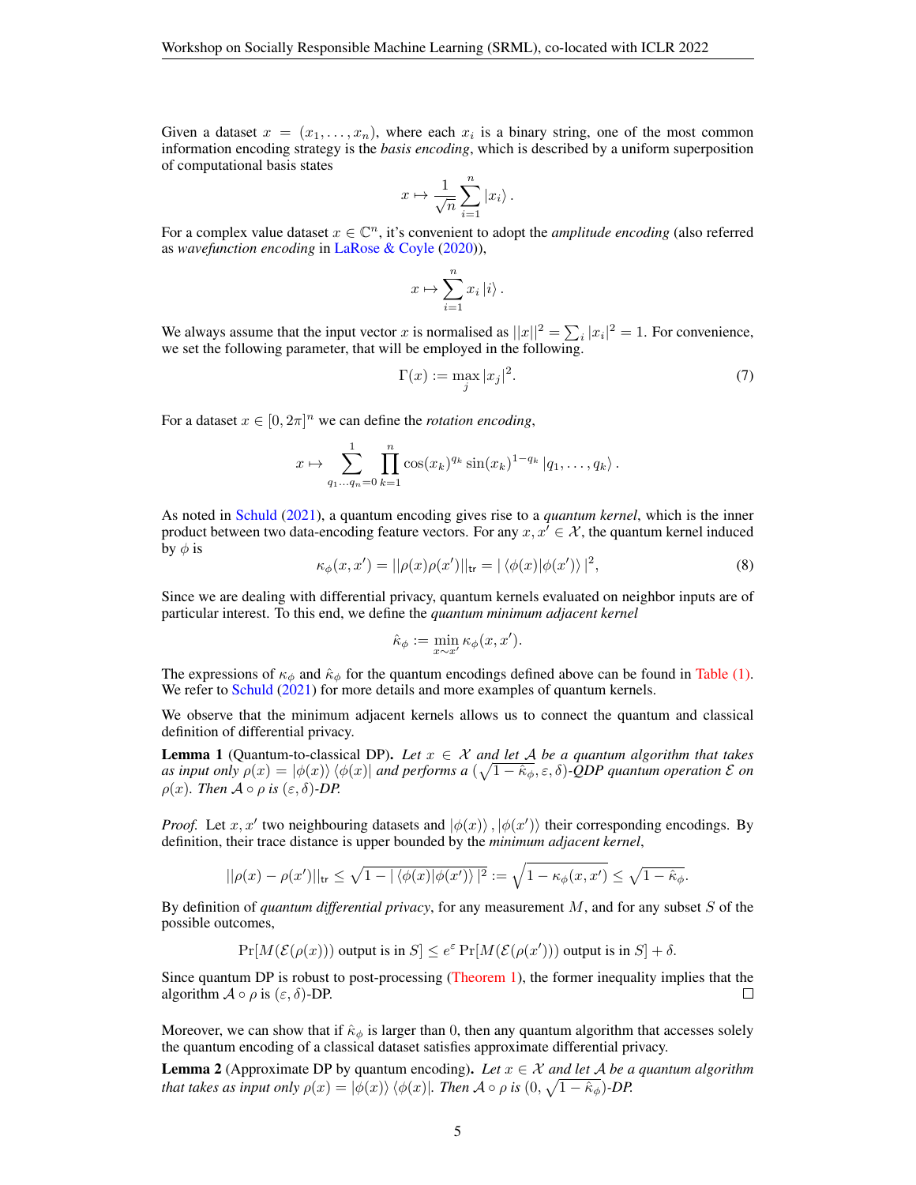Given a dataset $x = (x_1, \ldots, x_n)$, where each $x_i$ is a binary string, one of the most common information encoding strategy is the *basis encoding*, which is described by a uniform superposition of computational basis states

$$x \mapsto \frac{1}{\sqrt{n}} \sum_{i=1}^{n} |x_i\rangle .$$

For a complex value dataset $x \in \mathbb{C}^n$, it's convenient to adopt the *amplitude encoding* (also referred as *wavefunction encoding* in LaRose & Coyle (2020)),

$$x \mapsto \sum_{i=1}^{n} x_i |i\rangle .$$

We always assume that the input vector $x$ is normalised as $||x||^2 = \sum_i |x_i|^2 = 1$. For convenience, we set the following parameter, that will be employed in the following.

$$\Gamma(x) := \max_j |x_j|^2. \tag{7}$$

For a dataset $x \in [0, 2\pi]^n$ we can define the *rotation encoding*,

$$x \mapsto \sum_{q_1 \ldots q_n = 0}^{1} \prod_{k=1}^{n} \cos(x_k)^{q_k} \sin(x_k)^{1-q_k} |q_1, \ldots, q_k\rangle .$$

As noted in Schuld (2021), a quantum encoding gives rise to a *quantum kernel*, which is the inner product between two data-encoding feature vectors. For any $x, x' \in \mathcal{X}$, the quantum kernel induced by $\phi$ is

$$\kappa_\phi(x, x') = ||\rho(x)\rho(x')||_{\text{tr}} = |\langle \phi(x)|\phi(x')\rangle|^2, \tag{8}$$

Since we are dealing with differential privacy, quantum kernels evaluated on neighbor inputs are of particular interest. To this end, we define the *quantum minimum adjacent kernel*

$$\hat{\kappa}_\phi := \min_{x \sim x'} \kappa_\phi(x, x').$$

The expressions of $\kappa_\phi$ and $\hat{\kappa}_\phi$ for the quantum encodings defined above can be found in Table (1). We refer to Schuld (2021) for more details and more examples of quantum kernels.

We observe that the minimum adjacent kernels allows us to connect the quantum and classical definition of differential privacy.

**Lemma 1** (Quantum-to-classical DP). *Let $x \in \mathcal{X}$ and let $\mathcal{A}$ be a quantum algorithm that takes as input only $\rho(x) = |\phi(x)\rangle\langle\phi(x)|$ and performs a $(\sqrt{1-\hat{\kappa}_\phi}, \varepsilon, \delta)$-QDP quantum operation $\mathcal{E}$ on $\rho(x)$. Then $\mathcal{A} \circ \rho$ is $(\varepsilon, \delta)$-DP.*

*Proof.* Let $x, x'$ two neighbouring datasets and $|\phi(x)\rangle, |\phi(x')\rangle$ their corresponding encodings. By definition, their trace distance is upper bounded by the *minimum adjacent kernel*,

$$||\rho(x) - \rho(x')||_{\text{tr}} \leq \sqrt{1 - |\langle \phi(x)|\phi(x')\rangle|^2} := \sqrt{1 - \kappa_\phi(x, x')} \leq \sqrt{1 - \hat{\kappa}_\phi}.$$

By definition of *quantum differential privacy*, for any measurement $M$, and for any subset $S$ of the possible outcomes,

$$\Pr[M(\mathcal{E}(\rho(x))) \text{ output is in } S] \leq e^\varepsilon \Pr[M(\mathcal{E}(\rho(x'))) \text{ output is in } S] + \delta.$$

Since quantum DP is robust to post-processing (Theorem 1), the former inequality implies that the algorithm $\mathcal{A} \circ \rho$ is $(\varepsilon, \delta)$-DP. □

Moreover, we can show that if $\hat{\kappa}_\phi$ is larger than 0, then any quantum algorithm that accesses solely the quantum encoding of a classical dataset satisfies approximate differential privacy.

**Lemma 2** (Approximate DP by quantum encoding). *Let $x \in \mathcal{X}$ and let $\mathcal{A}$ be a quantum algorithm that takes as input only $\rho(x) = |\phi(x)\rangle\langle\phi(x)|$. Then $\mathcal{A} \circ \rho$ is $(0, \sqrt{1-\hat{\kappa}_\phi})$-DP.*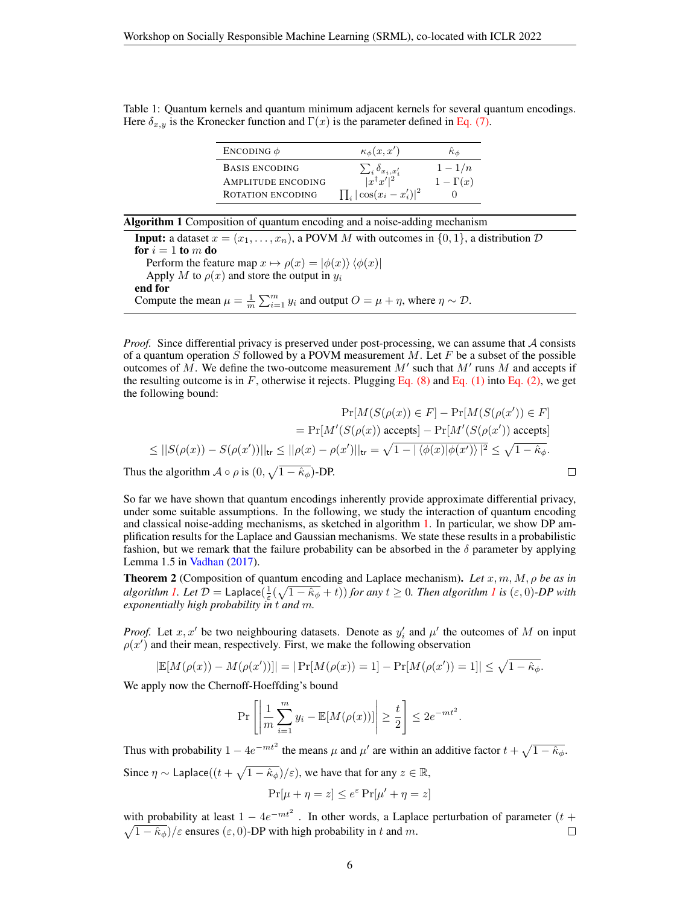Table 1: Quantum kernels and quantum minimum adjacent kernels for several quantum encodings. Here $\delta_{x,y}$ is the Kronecker function and $\Gamma(x)$ is the parameter defined in Eq. (7).

| ENCODING $\phi$ | $\kappa_\phi(x, x')$ | $\hat{\kappa}_\phi$ |
|---|---|---|
| BASIS ENCODING | $\sum_i \delta_{x_i, x'_i}$ | $1 - 1/n$ |
| AMPLITUDE ENCODING | $\lvert x^\dagger x' \rvert^2$ | $1 - \Gamma(x)$ |
| ROTATION ENCODING | $\prod_i \lvert\cos(x_i - x'_i)\rvert^2$ | $0$ |

**Algorithm 1** Composition of quantum encoding and a noise-adding mechanism

```
Input: a dataset x = (x_1, ..., x_n), a POVM M with outcomes in {0, 1}, a distribution D
for i = 1 to m do
    Perform the feature map x ↦ ρ(x) = |φ(x)⟩⟨φ(x)|
    Apply M to ρ(x) and store the output in y_i
end for
Compute the mean μ = (1/m) Σ_{i=1}^m y_i and output O = μ + η, where η ~ D.
```

*Proof.* Since differential privacy is preserved under post-processing, we can assume that $\mathcal{A}$ consists of a quantum operation $S$ followed by a POVM measurement $M$. Let $F$ be a subset of the possible outcomes of $M$. We define the two-outcome measurement $M'$ such that $M'$ runs $M$ and accepts if the resulting outcome is in $F$, otherwise it rejects. Plugging Eq. (8) and Eq. (1) into Eq. (2), we get the following bound:

$$
\begin{aligned}
&\Pr[M(S(\rho(x)) \in F] - \Pr[M(S(\rho(x')) \in F] \\
&= \Pr[M'(S(\rho(x)) \text{ accepts}] - \Pr[M'(S(\rho(x')) \text{ accepts}] \\
&\leq ||S(\rho(x)) - S(\rho(x'))||_{\text{tr}} \leq ||\rho(x) - \rho(x')||_{\text{tr}} = \sqrt{1 - |\langle \phi(x)|\phi(x')\rangle|^2} \leq \sqrt{1 - \hat{\kappa}_\phi}.
\end{aligned}
$$

Thus the algorithm $\mathcal{A} \circ \rho$ is $(0, \sqrt{1 - \hat{\kappa}_\phi})$-DP. ∎

So far we have shown that quantum encodings inherently provide approximate differential privacy, under some suitable assumptions. In the following, we study the interaction of quantum encoding and classical noise-adding mechanisms, as sketched in algorithm 1. In particular, we show DP amplification results for the Laplace and Gaussian mechanisms. We state these results in a probabilistic fashion, but we remark that the failure probability can be absorbed in the $\delta$ parameter by applying Lemma 1.5 in Vadhan (2017).

**Theorem 2** (Composition of quantum encoding and Laplace mechanism). *Let $x, m, M, \rho$ be as in algorithm 1. Let $\mathcal{D} = \mathsf{Laplace}(\frac{1}{\varepsilon}(\sqrt{1 - \hat{\kappa}_\phi} + t))$ for any $t \geq 0$. Then algorithm 1 is $(\varepsilon, 0)$-DP with exponentially high probability in $t$ and $m$.*

*Proof.* Let $x, x'$ be two neighbouring datasets. Denote as $y'_i$ and $\mu'$ the outcomes of $M$ on input $\rho(x')$ and their mean, respectively. First, we make the following observation

$$
|\mathbb{E}[M(\rho(x)) - M(\rho(x'))]| = |\Pr[M(\rho(x)) = 1] - \Pr[M(\rho(x')) = 1]| \leq \sqrt{1 - \hat{\kappa}_\phi}.
$$

We apply now the Chernoff-Hoeffding's bound

$$
\Pr\left[\left|\frac{1}{m}\sum_{i=1}^m y_i - \mathbb{E}[M(\rho(x))]\right| \geq \frac{t}{2}\right] \leq 2e^{-mt^2}.
$$

Thus with probability $1 - 4e^{-mt^2}$ the means $\mu$ and $\mu'$ are within an additive factor $t + \sqrt{1 - \hat{\kappa}_\phi}$.

Since $\eta \sim \mathsf{Laplace}((t + \sqrt{1 - \hat{\kappa}_\phi})/\varepsilon)$, we have that for any $z \in \mathbb{R}$,

$$
\Pr[\mu + \eta = z] \leq e^\varepsilon \Pr[\mu' + \eta = z]
$$

with probability at least $1 - 4e^{-mt^2}$. In other words, a Laplace perturbation of parameter $(t + \sqrt{1 - \hat{\kappa}_\phi})/\varepsilon$ ensures $(\varepsilon, 0)$-DP with high probability in $t$ and $m$. ∎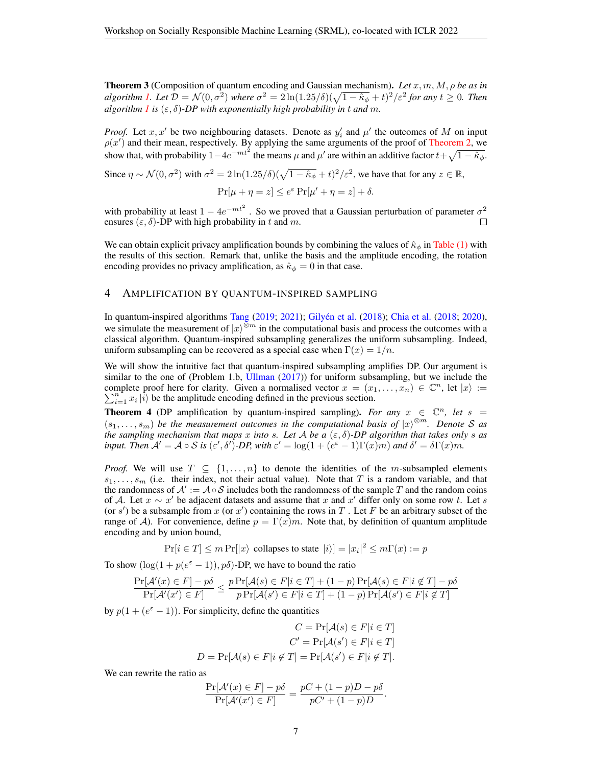**Theorem 3** (Composition of quantum encoding and Gaussian mechanism). *Let $x, m, M, \rho$ be as in algorithm 1. Let $\mathcal{D} = \mathcal{N}(0, \sigma^2)$ where $\sigma^2 = 2\ln(1.25/\delta)(\sqrt{1-\hat{\kappa}_\phi} + t)^2/\varepsilon^2$ for any $t \geq 0$. Then algorithm 1 is $(\varepsilon, \delta)$-DP with exponentially high probability in $t$ and $m$.*

*Proof.* Let $x, x'$ be two neighbouring datasets. Denote as $y'_i$ and $\mu'$ the outcomes of $M$ on input $\rho(x')$ and their mean, respectively. By applying the same arguments of the proof of Theorem 2, we show that, with probability $1 - 4e^{-mt^2}$ the means $\mu$ and $\mu'$ are within an additive factor $t + \sqrt{1-\hat{\kappa}_\phi}$.

Since $\eta \sim \mathcal{N}(0, \sigma^2)$ with $\sigma^2 = 2\ln(1.25/\delta)(\sqrt{1-\hat{\kappa}_\phi} + t)^2/\varepsilon^2$, we have that for any $z \in \mathbb{R}$,

$$\Pr[\mu + \eta = z] \leq e^{\varepsilon} \Pr[\mu' + \eta = z] + \delta.$$

with probability at least $1 - 4e^{-mt^2}$. So we proved that a Gaussian perturbation of parameter $\sigma^2$ ensures $(\varepsilon, \delta)$-DP with high probability in $t$ and $m$. $\square$

We can obtain explicit privacy amplification bounds by combining the values of $\hat{\kappa}_\phi$ in Table (1) with the results of this section. Remark that, unlike the basis and the amplitude encoding, the rotation encoding provides no privacy amplification, as $\hat{\kappa}_\phi = 0$ in that case.

## 4 Amplification by Quantum-Inspired Sampling

In quantum-inspired algorithms Tang (2019; 2021); Gilyén et al. (2018); Chia et al. (2018; 2020), we simulate the measurement of $|x\rangle^{\otimes m}$ in the computational basis and process the outcomes with a classical algorithm. Quantum-inspired subsampling generalizes the uniform subsampling. Indeed, uniform subsampling can be recovered as a special case when $\Gamma(x) = 1/n$.

We will show the intuitive fact that quantum-inspired subsampling amplifies DP. Our argument is similar to the one of (Problem 1.b, Ullman (2017)) for uniform subsampling, but we include the complete proof here for clarity. Given a normalised vector $x = (x_1, \dots, x_n) \in \mathbb{C}^n$, let $|x\rangle := \sum_{i=1}^n x_i |i\rangle$ be the amplitude encoding defined in the previous section.

**Theorem 4** (DP amplification by quantum-inspired sampling). *For any $x \in \mathbb{C}^n$, let $s = (s_1, \dots, s_m)$ be the measurement outcomes in the computational basis of $|x\rangle^{\otimes m}$. Denote $\mathcal{S}$ as the sampling mechanism that maps $x$ into $s$. Let $\mathcal{A}$ be a $(\varepsilon, \delta)$-DP algorithm that takes only $s$ as input. Then $\mathcal{A}' = \mathcal{A} \circ \mathcal{S}$ is $(\varepsilon', \delta')$-DP, with $\varepsilon' = \log(1 + (e^{\varepsilon} - 1)\Gamma(x)m)$ and $\delta' = \delta\Gamma(x)m$.*

*Proof.* We will use $T \subseteq \{1, \dots, n\}$ to denote the identities of the $m$-subsampled elements $s_1, \dots, s_m$ (i.e. their index, not their actual value). Note that $T$ is a random variable, and that the randomness of $\mathcal{A}' := \mathcal{A} \circ \mathcal{S}$ includes both the randomness of the sample $T$ and the random coins of $\mathcal{A}$. Let $x \sim x'$ be adjacent datasets and assume that $x$ and $x'$ differ only on some row $t$. Let $s$ (or $s'$) be a subsample from $x$ (or $x'$) containing the rows in $T$. Let $F$ be an arbitrary subset of the range of $\mathcal{A}$). For convenience, define $p = \Gamma(x)m$. Note that, by definition of quantum amplitude encoding and by union bound,

$$\Pr[i \in T] \leq m \Pr[|x\rangle \text{ collapses to state } |i\rangle] = |x_i|^2 \leq m\Gamma(x) := p$$

To show $(\log(1 + p(e^{\varepsilon} - 1)), p\delta)$-DP, we have to bound the ratio

$$\frac{\Pr[\mathcal{A}'(x) \in F] - p\delta}{\Pr[\mathcal{A}'(x') \in F]} \leq \frac{p \Pr[\mathcal{A}(s) \in F | i \in T] + (1-p)\Pr[\mathcal{A}(s) \in F | i \notin T] - p\delta}{p \Pr[\mathcal{A}(s') \in F | i \in T] + (1-p)\Pr[\mathcal{A}(s') \in F | i \notin T]}$$

by $p(1 + (e^{\varepsilon} - 1))$. For simplicity, define the quantities

$$C = \Pr[\mathcal{A}(s) \in F | i \in T]$$
$$C' = \Pr[\mathcal{A}(s') \in F | i \in T]$$
$$D = \Pr[\mathcal{A}(s) \in F | i \notin T] = \Pr[\mathcal{A}(s') \in F | i \notin T].$$

We can rewrite the ratio as

$$\frac{\Pr[\mathcal{A}'(x) \in F] - p\delta}{\Pr[\mathcal{A}'(x') \in F]} = \frac{pC + (1-p)D - p\delta}{pC' + (1-p)D}.$$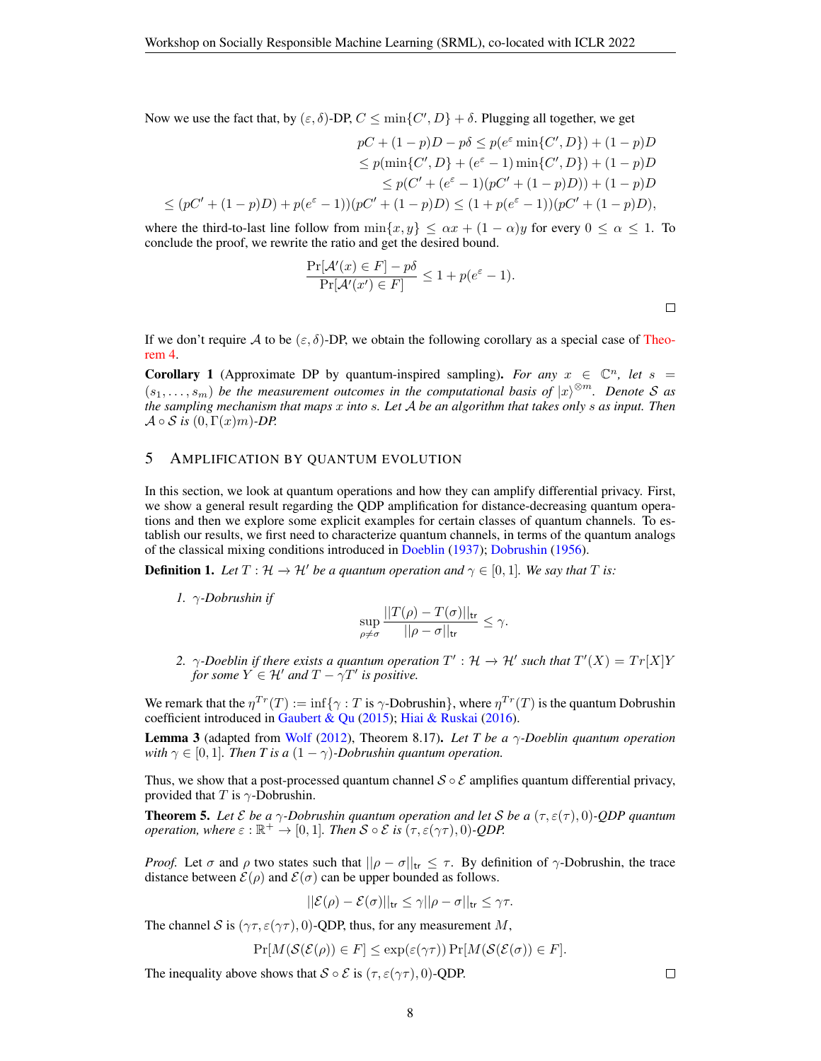Now we use the fact that, by $(\varepsilon, \delta)$-DP, $C \leq \min\{C', D\} + \delta$. Plugging all together, we get

$$
\begin{aligned}
pC + (1-p)D - p\delta &\leq p(e^{\varepsilon} \min\{C', D\}) + (1-p)D \\
&\leq p(\min\{C', D\} + (e^{\varepsilon} - 1)\min\{C', D\}) + (1-p)D \\
&\leq p(C' + (e^{\varepsilon} - 1)(pC' + (1-p)D)) + (1-p)D \\
\leq (pC' + (1-p)D) + p(e^{\varepsilon} - 1))(pC' + (1-p)D) &\leq (1 + p(e^{\varepsilon} - 1))(pC' + (1-p)D),
\end{aligned}
$$

where the third-to-last line follow from $\min\{x, y\} \leq \alpha x + (1-\alpha)y$ for every $0 \leq \alpha \leq 1$. To conclude the proof, we rewrite the ratio and get the desired bound.

$$
\frac{\Pr[\mathcal{A}'(x) \in F] - p\delta}{\Pr[\mathcal{A}'(x') \in F]} \leq 1 + p(e^{\varepsilon} - 1).
$$

□

If we don't require $\mathcal{A}$ to be $(\varepsilon, \delta)$-DP, we obtain the following corollary as a special case of Theorem 4.

**Corollary 1** (Approximate DP by quantum-inspired sampling)**.** *For any $x \in \mathbb{C}^n$, let $s = (s_1, \ldots, s_m)$ be the measurement outcomes in the computational basis of $|x\rangle^{\otimes m}$. Denote $\mathcal{S}$ as the sampling mechanism that maps $x$ into $s$. Let $\mathcal{A}$ be an algorithm that takes only $s$ as input. Then $\mathcal{A} \circ \mathcal{S}$ is $(0, \Gamma(x)m)$-DP.*

## 5 Amplification by Quantum Evolution

In this section, we look at quantum operations and how they can amplify differential privacy. First, we show a general result regarding the QDP amplification for distance-decreasing quantum operations and then we explore some explicit examples for certain classes of quantum channels. To establish our results, we first need to characterize quantum channels, in terms of the quantum analogs of the classical mixing conditions introduced in Doeblin (1937); Dobrushin (1956).

**Definition 1.** *Let $T : \mathcal{H} \to \mathcal{H}'$ be a quantum operation and $\gamma \in [0, 1]$. We say that $T$ is:*

1. *$\gamma$-Dobrushin if*
$$
\sup_{\rho \neq \sigma} \frac{||T(\rho) - T(\sigma)||_{\text{tr}}}{||\rho - \sigma||_{\text{tr}}} \leq \gamma.
$$
2. *$\gamma$-Doeblin if there exists a quantum operation $T' : \mathcal{H} \to \mathcal{H}'$ such that $T'(X) = Tr[X]Y$ for some $Y \in \mathcal{H}'$ and $T - \gamma T'$ is positive.*

We remark that the $\eta^{Tr}(T) := \inf\{\gamma : T \text{ is } \gamma\text{-Dobrushin}\}$, where $\eta^{Tr}(T)$ is the quantum Dobrushin coefficient introduced in Gaubert & Qu (2015); Hiai & Ruskai (2016).

**Lemma 3** (adapted from Wolf (2012), Theorem 8.17)**.** *Let $T$ be a $\gamma$-Doeblin quantum operation with $\gamma \in [0, 1]$. Then $T$ is a $(1-\gamma)$-Dobrushin quantum operation.*

Thus, we show that a post-processed quantum channel $\mathcal{S} \circ \mathcal{E}$ amplifies quantum differential privacy, provided that $T$ is $\gamma$-Dobrushin.

**Theorem 5.** *Let $\mathcal{E}$ be a $\gamma$-Dobrushin quantum operation and let $\mathcal{S}$ be a $(\tau, \varepsilon(\tau), 0)$-QDP quantum operation, where $\varepsilon : \mathbb{R}^+ \to [0, 1]$. Then $\mathcal{S} \circ \mathcal{E}$ is $(\tau, \varepsilon(\gamma\tau), 0)$-QDP.*

*Proof.* Let $\sigma$ and $\rho$ two states such that $||\rho - \sigma||_{\text{tr}} \leq \tau$. By definition of $\gamma$-Dobrushin, the trace distance between $\mathcal{E}(\rho)$ and $\mathcal{E}(\sigma)$ can be upper bounded as follows.

$$
||\mathcal{E}(\rho) - \mathcal{E}(\sigma)||_{\text{tr}} \leq \gamma ||\rho - \sigma||_{\text{tr}} \leq \gamma\tau.
$$

The channel $\mathcal{S}$ is $(\gamma\tau, \varepsilon(\gamma\tau), 0)$-QDP, thus, for any measurement $M$,

$$
\Pr[M(\mathcal{S}(\mathcal{E}(\rho)) \in F] \leq \exp(\varepsilon(\gamma\tau)) \Pr[M(\mathcal{S}(\mathcal{E}(\sigma)) \in F].
$$

The inequality above shows that $\mathcal{S} \circ \mathcal{E}$ is $(\tau, \varepsilon(\gamma\tau), 0)$-QDP. □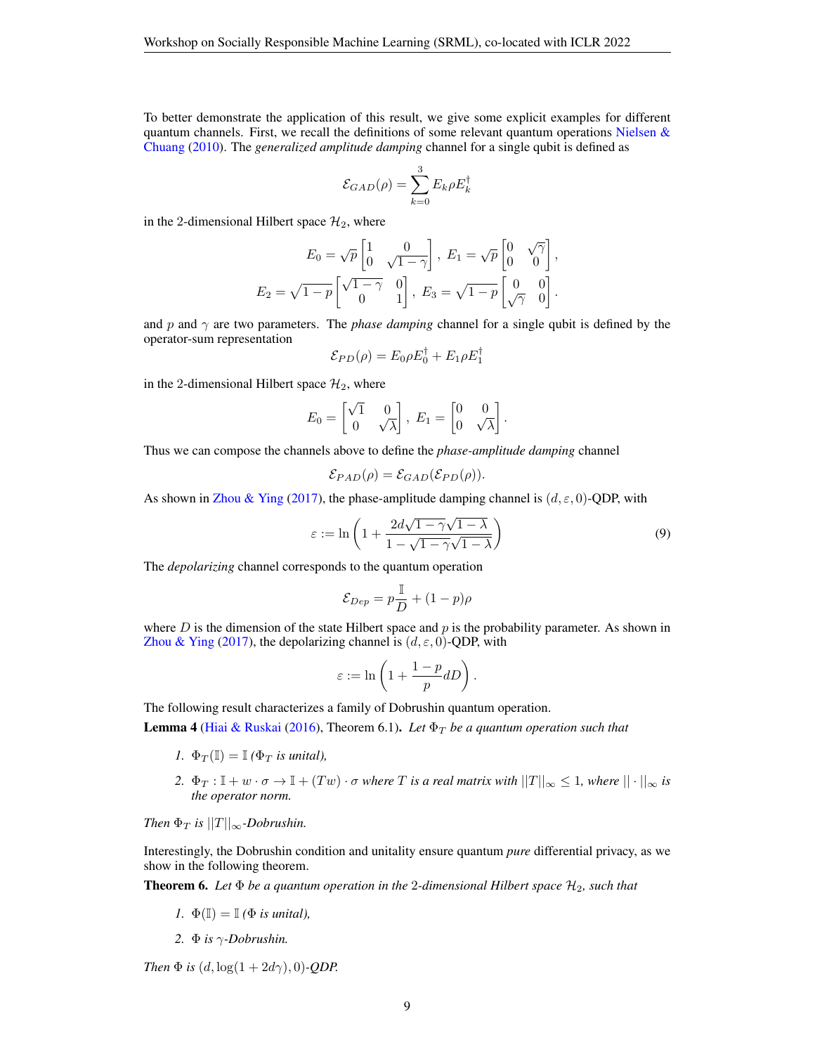To better demonstrate the application of this result, we give some explicit examples for different quantum channels. First, we recall the definitions of some relevant quantum operations Nielsen & Chuang (2010). The *generalized amplitude damping* channel for a single qubit is defined as

$$\mathcal{E}_{GAD}(\rho) = \sum_{k=0}^{3} E_k \rho E_k^\dagger$$

in the 2-dimensional Hilbert space $\mathcal{H}_2$, where

$$E_0 = \sqrt{p}\begin{bmatrix} 1 & 0 \\ 0 & \sqrt{1-\gamma} \end{bmatrix},\ E_1 = \sqrt{p}\begin{bmatrix} 0 & \sqrt{\gamma} \\ 0 & 0 \end{bmatrix},$$

$$E_2 = \sqrt{1-p}\begin{bmatrix} \sqrt{1-\gamma} & 0 \\ 0 & 1 \end{bmatrix},\ E_3 = \sqrt{1-p}\begin{bmatrix} 0 & 0 \\ \sqrt{\gamma} & 0 \end{bmatrix}.$$

and $p$ and $\gamma$ are two parameters. The *phase damping* channel for a single qubit is defined by the operator-sum representation

$$\mathcal{E}_{PD}(\rho) = E_0 \rho E_0^\dagger + E_1 \rho E_1^\dagger$$

in the 2-dimensional Hilbert space $\mathcal{H}_2$, where

$$E_0 = \begin{bmatrix} \sqrt{1} & 0 \\ 0 & \sqrt{\lambda} \end{bmatrix},\ E_1 = \begin{bmatrix} 0 & 0 \\ 0 & \sqrt{\lambda} \end{bmatrix}.$$

Thus we can compose the channels above to define the *phase-amplitude damping* channel

$$\mathcal{E}_{PAD}(\rho) = \mathcal{E}_{GAD}(\mathcal{E}_{PD}(\rho)).$$

As shown in Zhou & Ying (2017), the phase-amplitude damping channel is $(d, \varepsilon, 0)$-QDP, with

$$\varepsilon := \ln\left(1 + \frac{2d\sqrt{1-\gamma}\sqrt{1-\lambda}}{1-\sqrt{1-\gamma}\sqrt{1-\lambda}}\right) \tag{9}$$

The *depolarizing* channel corresponds to the quantum operation

$$\mathcal{E}_{Dep} = p\frac{\mathbb{I}}{D} + (1-p)\rho$$

where $D$ is the dimension of the state Hilbert space and $p$ is the probability parameter. As shown in Zhou & Ying (2017), the depolarizing channel is $(d, \varepsilon, 0)$-QDP, with

$$\varepsilon := \ln\left(1 + \frac{1-p}{p}dD\right).$$

The following result characterizes a family of Dobrushin quantum operation.

**Lemma 4** (Hiai & Ruskai (2016), Theorem 6.1)**.** *Let $\Phi_T$ be a quantum operation such that*

1. *$\Phi_T(\mathbb{I}) = \mathbb{I}$ ($\Phi_T$ is unital),*
2. *$\Phi_T : \mathbb{I} + w \cdot \sigma \to \mathbb{I} + (Tw) \cdot \sigma$ where $T$ is a real matrix with $||T||_\infty \leq 1$, where $|| \cdot ||_\infty$ is the operator norm.*

*Then $\Phi_T$ is $||T||_\infty$-Dobrushin.*

Interestingly, the Dobrushin condition and unitality ensure quantum *pure* differential privacy, as we show in the following theorem.

**Theorem 6.** *Let $\Phi$ be a quantum operation in the 2-dimensional Hilbert space $\mathcal{H}_2$, such that*

1. *$\Phi(\mathbb{I}) = \mathbb{I}$ ($\Phi$ is unital),*
2. *$\Phi$ is $\gamma$-Dobrushin.*

*Then $\Phi$ is $(d, \log(1 + 2d\gamma), 0)$-QDP.*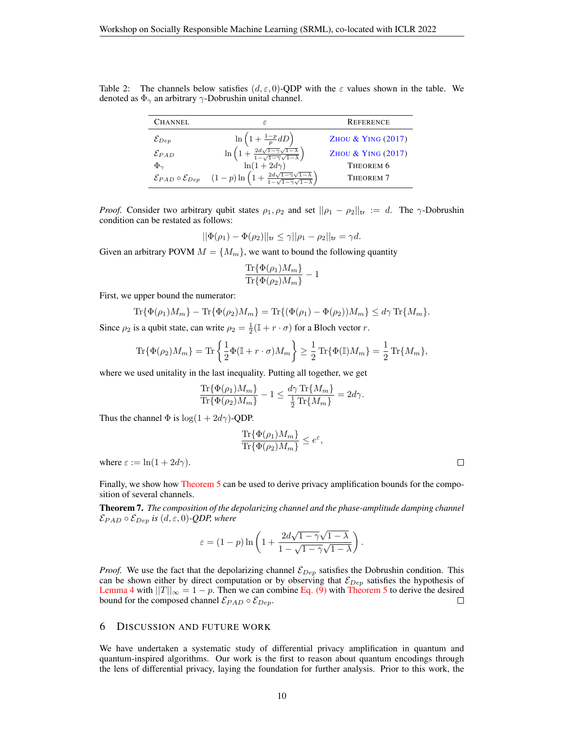Table 2: The channels below satisfies $(d, \varepsilon, 0)$-QDP with the $\varepsilon$ values shown in the table. We denoted as $\Phi_\gamma$ an arbitrary $\gamma$-Dobrushin unital channel.

| CHANNEL | $\varepsilon$ | REFERENCE |
|---|---|---|
| $\mathcal{E}_{Dep}$ | $\ln\left(1 + \frac{1-p}{p} dD\right)$ | ZHOU & YING (2017) |
| $\mathcal{E}_{PAD}$ | $\ln\left(1 + \frac{2d\sqrt{1-\gamma}\sqrt{1-\lambda}}{1-\sqrt{1-\gamma}\sqrt{1-\lambda}}\right)$ | ZHOU & YING (2017) |
| $\Phi_\gamma$ | $\ln(1 + 2d\gamma)$ | THEOREM 6 |
| $\mathcal{E}_{PAD} \circ \mathcal{E}_{Dep}$ | $(1-p)\ln\left(1 + \frac{2d\sqrt{1-\gamma}\sqrt{1-\lambda}}{1-\sqrt{1-\gamma}\sqrt{1-\lambda}}\right)$ | THEOREM 7 |

*Proof.* Consider two arbitrary qubit states $\rho_1, \rho_2$ and set $||\rho_1 - \rho_2||_{\text{tr}} := d$. The $\gamma$-Dobrushin condition can be restated as follows:

$$||\Phi(\rho_1) - \Phi(\rho_2)||_{\text{tr}} \leq \gamma ||\rho_1 - \rho_2||_{\text{tr}} = \gamma d.$$

Given an arbitrary POVM $M = \{M_m\}$, we want to bound the following quantity

$$\frac{\text{Tr}\{\Phi(\rho_1)M_m\}}{\text{Tr}\{\Phi(\rho_2)M_m\}} - 1$$

First, we upper bound the numerator:

$$\text{Tr}\{\Phi(\rho_1)M_m\} - \text{Tr}\{\Phi(\rho_2)M_m\} = \text{Tr}\{(\Phi(\rho_1) - \Phi(\rho_2))M_m\} \leq d\gamma\, \text{Tr}\{M_m\}.$$

Since $\rho_2$ is a qubit state, can write $\rho_2 = \frac{1}{2}(\mathbb{I} + r \cdot \sigma)$ for a Bloch vector $r$.

$$\text{Tr}\{\Phi(\rho_2)M_m\} = \text{Tr}\left\{\frac{1}{2}\Phi(\mathbb{I} + r \cdot \sigma)M_m\right\} \geq \frac{1}{2}\text{Tr}\{\Phi(\mathbb{I})M_m\} = \frac{1}{2}\text{Tr}\{M_m\},$$

where we used unitality in the last inequality. Putting all together, we get

$$\frac{\text{Tr}\{\Phi(\rho_1)M_m\}}{\text{Tr}\{\Phi(\rho_2)M_m\}} - 1 \leq \frac{d\gamma\,\text{Tr}\{M_m\}}{\frac{1}{2}\text{Tr}\{M_m\}} = 2d\gamma.$$

Thus the channel $\Phi$ is $\log(1 + 2d\gamma)$-QDP.

$$\frac{\text{Tr}\{\Phi(\rho_1)M_m\}}{\text{Tr}\{\Phi(\rho_2)M_m\}} \leq e^{\varepsilon},$$

where $\varepsilon := \ln(1 + 2d\gamma)$. □

Finally, we show how Theorem 5 can be used to derive privacy amplification bounds for the composition of several channels.

**Theorem 7.** *The composition of the depolarizing channel and the phase-amplitude damping channel $\mathcal{E}_{PAD} \circ \mathcal{E}_{Dep}$ is $(d, \varepsilon, 0)$-QDP, where*

$$\varepsilon = (1-p)\ln\left(1 + \frac{2d\sqrt{1-\gamma}\sqrt{1-\lambda}}{1-\sqrt{1-\gamma}\sqrt{1-\lambda}}\right).$$

*Proof.* We use the fact that the depolarizing channel $\mathcal{E}_{Dep}$ satisfies the Dobrushin condition. This can be shown either by direct computation or by observing that $\mathcal{E}_{Dep}$ satisfies the hypothesis of Lemma 4 with $||T||_\infty = 1 - p$. Then we can combine Eq. (9) with Theorem 5 to derive the desired bound for the composed channel $\mathcal{E}_{PAD} \circ \mathcal{E}_{Dep}$. □

## 6 Discussion and Future Work

We have undertaken a systematic study of differential privacy amplification in quantum and quantum-inspired algorithms. Our work is the first to reason about quantum encodings through the lens of differential privacy, laying the foundation for further analysis. Prior to this work, the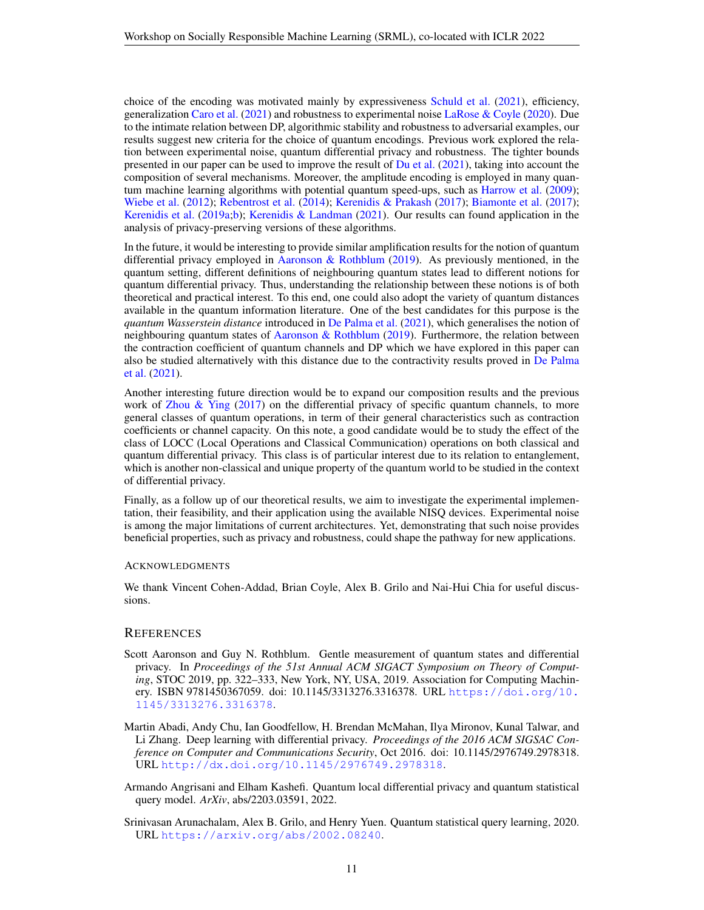choice of the encoding was motivated mainly by expressiveness Schuld et al. (2021), efficiency, generalization Caro et al. (2021) and robustness to experimental noise LaRose & Coyle (2020). Due to the intimate relation between DP, algorithmic stability and robustness to adversarial examples, our results suggest new criteria for the choice of quantum encodings. Previous work explored the relation between experimental noise, quantum differential privacy and robustness. The tighter bounds presented in our paper can be used to improve the result of Du et al. (2021), taking into account the composition of several mechanisms. Moreover, the amplitude encoding is employed in many quantum machine learning algorithms with potential quantum speed-ups, such as Harrow et al. (2009); Wiebe et al. (2012); Rebentrost et al. (2014); Kerenidis & Prakash (2017); Biamonte et al. (2017); Kerenidis et al. (2019a;b); Kerenidis & Landman (2021). Our results can found application in the analysis of privacy-preserving versions of these algorithms.

In the future, it would be interesting to provide similar amplification results for the notion of quantum differential privacy employed in Aaronson & Rothblum (2019). As previously mentioned, in the quantum setting, different definitions of neighbouring quantum states lead to different notions for quantum differential privacy. Thus, understanding the relationship between these notions is of both theoretical and practical interest. To this end, one could also adopt the variety of quantum distances available in the quantum information literature. One of the best candidates for this purpose is the *quantum Wasserstein distance* introduced in De Palma et al. (2021), which generalises the notion of neighbouring quantum states of Aaronson & Rothblum (2019). Furthermore, the relation between the contraction coefficient of quantum channels and DP which we have explored in this paper can also be studied alternatively with this distance due to the contractivity results proved in De Palma et al. (2021).

Another interesting future direction would be to expand our composition results and the previous work of Zhou & Ying (2017) on the differential privacy of specific quantum channels, to more general classes of quantum operations, in term of their general characteristics such as contraction coefficients or channel capacity. On this note, a good candidate would be to study the effect of the class of LOCC (Local Operations and Classical Communication) operations on both classical and quantum differential privacy. This class is of particular interest due to its relation to entanglement, which is another non-classical and unique property of the quantum world to be studied in the context of differential privacy.

Finally, as a follow up of our theoretical results, we aim to investigate the experimental implementation, their feasibility, and their application using the available NISQ devices. Experimental noise is among the major limitations of current architectures. Yet, demonstrating that such noise provides beneficial properties, such as privacy and robustness, could shape the pathway for new applications.

### Acknowledgments

We thank Vincent Cohen-Addad, Brian Coyle, Alex B. Grilo and Nai-Hui Chia for useful discussions.

## References

Scott Aaronson and Guy N. Rothblum. Gentle measurement of quantum states and differential privacy. In *Proceedings of the 51st Annual ACM SIGACT Symposium on Theory of Computing*, STOC 2019, pp. 322–333, New York, NY, USA, 2019. Association for Computing Machinery. ISBN 9781450367059. doi: 10.1145/3313276.3316378. URL https://doi.org/10.1145/3313276.3316378.

Martin Abadi, Andy Chu, Ian Goodfellow, H. Brendan McMahan, Ilya Mironov, Kunal Talwar, and Li Zhang. Deep learning with differential privacy. *Proceedings of the 2016 ACM SIGSAC Conference on Computer and Communications Security*, Oct 2016. doi: 10.1145/2976749.2978318. URL http://dx.doi.org/10.1145/2976749.2978318.

Armando Angrisani and Elham Kashefi. Quantum local differential privacy and quantum statistical query model. *ArXiv*, abs/2203.03591, 2022.

Srinivasan Arunachalam, Alex B. Grilo, and Henry Yuen. Quantum statistical query learning, 2020. URL https://arxiv.org/abs/2002.08240.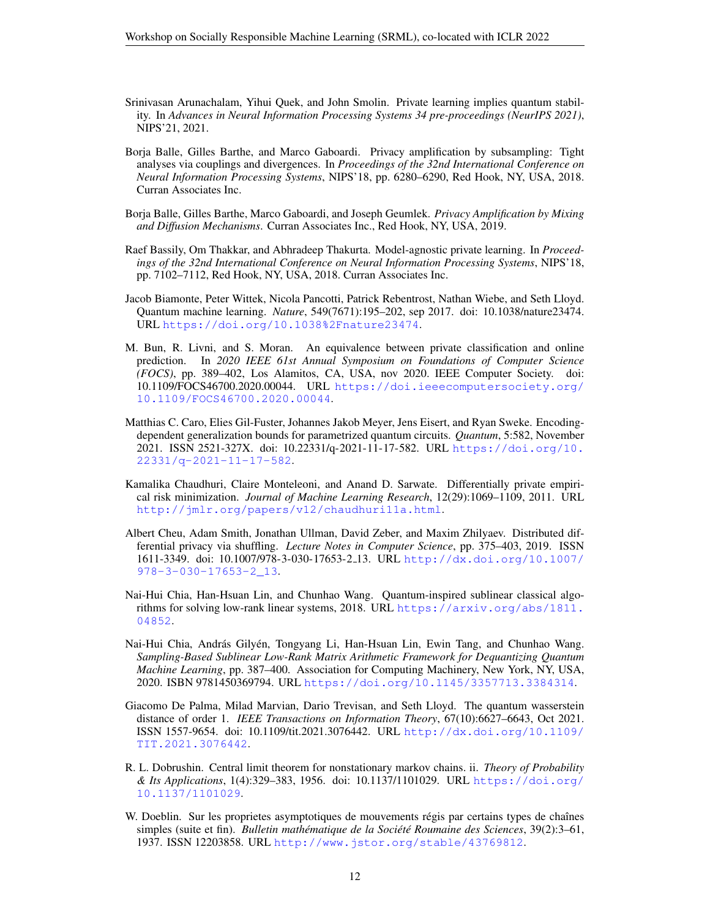Srinivasan Arunachalam, Yihui Quek, and John Smolin. Private learning implies quantum stability. In *Advances in Neural Information Processing Systems 34 pre-proceedings (NeurIPS 2021)*, NIPS'21, 2021.

Borja Balle, Gilles Barthe, and Marco Gaboardi. Privacy amplification by subsampling: Tight analyses via couplings and divergences. In *Proceedings of the 32nd International Conference on Neural Information Processing Systems*, NIPS'18, pp. 6280–6290, Red Hook, NY, USA, 2018. Curran Associates Inc.

Borja Balle, Gilles Barthe, Marco Gaboardi, and Joseph Geumlek. *Privacy Amplification by Mixing and Diffusion Mechanisms*. Curran Associates Inc., Red Hook, NY, USA, 2019.

Raef Bassily, Om Thakkar, and Abhradeep Thakurta. Model-agnostic private learning. In *Proceedings of the 32nd International Conference on Neural Information Processing Systems*, NIPS'18, pp. 7102–7112, Red Hook, NY, USA, 2018. Curran Associates Inc.

Jacob Biamonte, Peter Wittek, Nicola Pancotti, Patrick Rebentrost, Nathan Wiebe, and Seth Lloyd. Quantum machine learning. *Nature*, 549(7671):195–202, sep 2017. doi: 10.1038/nature23474. URL https://doi.org/10.1038%2Fnature23474.

M. Bun, R. Livni, and S. Moran. An equivalence between private classification and online prediction. In *2020 IEEE 61st Annual Symposium on Foundations of Computer Science (FOCS)*, pp. 389–402, Los Alamitos, CA, USA, nov 2020. IEEE Computer Society. doi: 10.1109/FOCS46700.2020.00044. URL https://doi.ieeecomputersociety.org/10.1109/FOCS46700.2020.00044.

Matthias C. Caro, Elies Gil-Fuster, Johannes Jakob Meyer, Jens Eisert, and Ryan Sweke. Encoding-dependent generalization bounds for parametrized quantum circuits. *Quantum*, 5:582, November 2021. ISSN 2521-327X. doi: 10.22331/q-2021-11-17-582. URL https://doi.org/10.22331/q-2021-11-17-582.

Kamalika Chaudhuri, Claire Monteleoni, and Anand D. Sarwate. Differentially private empirical risk minimization. *Journal of Machine Learning Research*, 12(29):1069–1109, 2011. URL http://jmlr.org/papers/v12/chaudhuri11a.html.

Albert Cheu, Adam Smith, Jonathan Ullman, David Zeber, and Maxim Zhilyaev. Distributed differential privacy via shuffling. *Lecture Notes in Computer Science*, pp. 375–403, 2019. ISSN 1611-3349. doi: 10.1007/978-3-030-17653-2_13. URL http://dx.doi.org/10.1007/978-3-030-17653-2_13.

Nai-Hui Chia, Han-Hsuan Lin, and Chunhao Wang. Quantum-inspired sublinear classical algorithms for solving low-rank linear systems, 2018. URL https://arxiv.org/abs/1811.04852.

Nai-Hui Chia, András Gilyén, Tongyang Li, Han-Hsuan Lin, Ewin Tang, and Chunhao Wang. *Sampling-Based Sublinear Low-Rank Matrix Arithmetic Framework for Dequantizing Quantum Machine Learning*, pp. 387–400. Association for Computing Machinery, New York, NY, USA, 2020. ISBN 9781450369794. URL https://doi.org/10.1145/3357713.3384314.

Giacomo De Palma, Milad Marvian, Dario Trevisan, and Seth Lloyd. The quantum wasserstein distance of order 1. *IEEE Transactions on Information Theory*, 67(10):6627–6643, Oct 2021. ISSN 1557-9654. doi: 10.1109/tit.2021.3076442. URL http://dx.doi.org/10.1109/TIT.2021.3076442.

R. L. Dobrushin. Central limit theorem for nonstationary markov chains. ii. *Theory of Probability & Its Applications*, 1(4):329–383, 1956. doi: 10.1137/1101029. URL https://doi.org/10.1137/1101029.

W. Doeblin. Sur les proprietes asymptotiques de mouvements régis par certains types de chaînes simples (suite et fin). *Bulletin mathématique de la Société Roumaine des Sciences*, 39(2):3–61, 1937. ISSN 12203858. URL http://www.jstor.org/stable/43769812.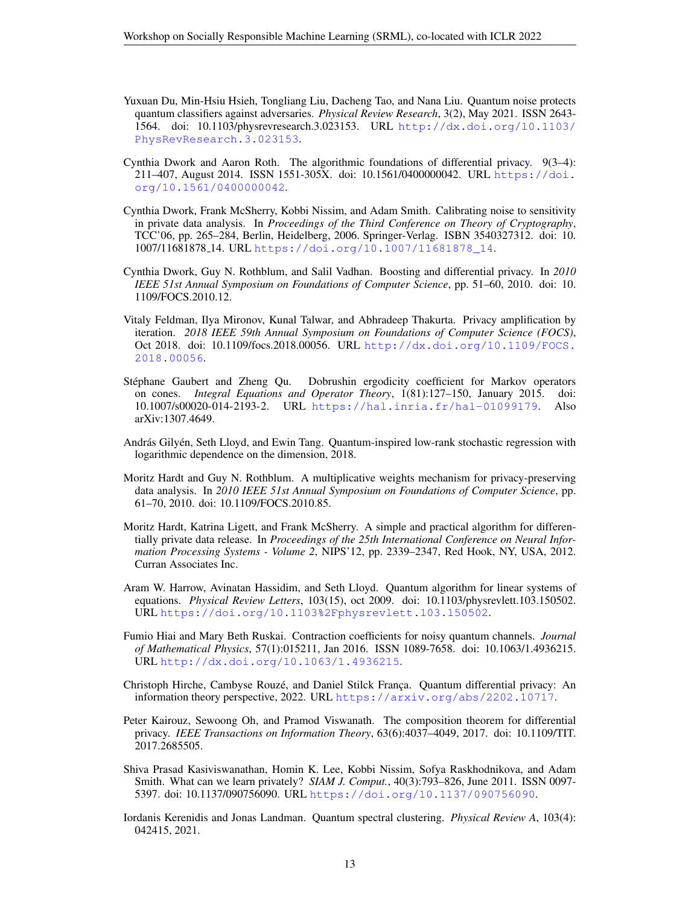Yuxuan Du, Min-Hsiu Hsieh, Tongliang Liu, Dacheng Tao, and Nana Liu. Quantum noise protects quantum classifiers against adversaries. *Physical Review Research*, 3(2), May 2021. ISSN 2643-1564. doi: 10.1103/physrevresearch.3.023153. URL http://dx.doi.org/10.1103/PhysRevResearch.3.023153.

Cynthia Dwork and Aaron Roth. The algorithmic foundations of differential privacy. 9(3–4): 211–407, August 2014. ISSN 1551-305X. doi: 10.1561/0400000042. URL https://doi.org/10.1561/0400000042.

Cynthia Dwork, Frank McSherry, Kobbi Nissim, and Adam Smith. Calibrating noise to sensitivity in private data analysis. In *Proceedings of the Third Conference on Theory of Cryptography*, TCC'06, pp. 265–284, Berlin, Heidelberg, 2006. Springer-Verlag. ISBN 3540327312. doi: 10.1007/11681878_14. URL https://doi.org/10.1007/11681878_14.

Cynthia Dwork, Guy N. Rothblum, and Salil Vadhan. Boosting and differential privacy. In *2010 IEEE 51st Annual Symposium on Foundations of Computer Science*, pp. 51–60, 2010. doi: 10.1109/FOCS.2010.12.

Vitaly Feldman, Ilya Mironov, Kunal Talwar, and Abhradeep Thakurta. Privacy amplification by iteration. *2018 IEEE 59th Annual Symposium on Foundations of Computer Science (FOCS)*, Oct 2018. doi: 10.1109/focs.2018.00056. URL http://dx.doi.org/10.1109/FOCS.2018.00056.

Stéphane Gaubert and Zheng Qu. Dobrushin ergodicity coefficient for Markov operators on cones. *Integral Equations and Operator Theory*, 1(81):127–150, January 2015. doi: 10.1007/s00020-014-2193-2. URL https://hal.inria.fr/hal-01099179. Also arXiv:1307.4649.

András Gilyén, Seth Lloyd, and Ewin Tang. Quantum-inspired low-rank stochastic regression with logarithmic dependence on the dimension, 2018.

Moritz Hardt and Guy N. Rothblum. A multiplicative weights mechanism for privacy-preserving data analysis. In *2010 IEEE 51st Annual Symposium on Foundations of Computer Science*, pp. 61–70, 2010. doi: 10.1109/FOCS.2010.85.

Moritz Hardt, Katrina Ligett, and Frank McSherry. A simple and practical algorithm for differentially private data release. In *Proceedings of the 25th International Conference on Neural Information Processing Systems - Volume 2*, NIPS'12, pp. 2339–2347, Red Hook, NY, USA, 2012. Curran Associates Inc.

Aram W. Harrow, Avinatan Hassidim, and Seth Lloyd. Quantum algorithm for linear systems of equations. *Physical Review Letters*, 103(15), oct 2009. doi: 10.1103/physrevlett.103.150502. URL https://doi.org/10.1103%2Fphysrevlett.103.150502.

Fumio Hiai and Mary Beth Ruskai. Contraction coefficients for noisy quantum channels. *Journal of Mathematical Physics*, 57(1):015211, Jan 2016. ISSN 1089-7658. doi: 10.1063/1.4936215. URL http://dx.doi.org/10.1063/1.4936215.

Christoph Hirche, Cambyse Rouzé, and Daniel Stilck França. Quantum differential privacy: An information theory perspective, 2022. URL https://arxiv.org/abs/2202.10717.

Peter Kairouz, Sewoong Oh, and Pramod Viswanath. The composition theorem for differential privacy. *IEEE Transactions on Information Theory*, 63(6):4037–4049, 2017. doi: 10.1109/TIT.2017.2685505.

Shiva Prasad Kasiviswanathan, Homin K. Lee, Kobbi Nissim, Sofya Raskhodnikova, and Adam Smith. What can we learn privately? *SIAM J. Comput.*, 40(3):793–826, June 2011. ISSN 0097-5397. doi: 10.1137/090756090. URL https://doi.org/10.1137/090756090.

Iordanis Kerenidis and Jonas Landman. Quantum spectral clustering. *Physical Review A*, 103(4): 042415, 2021.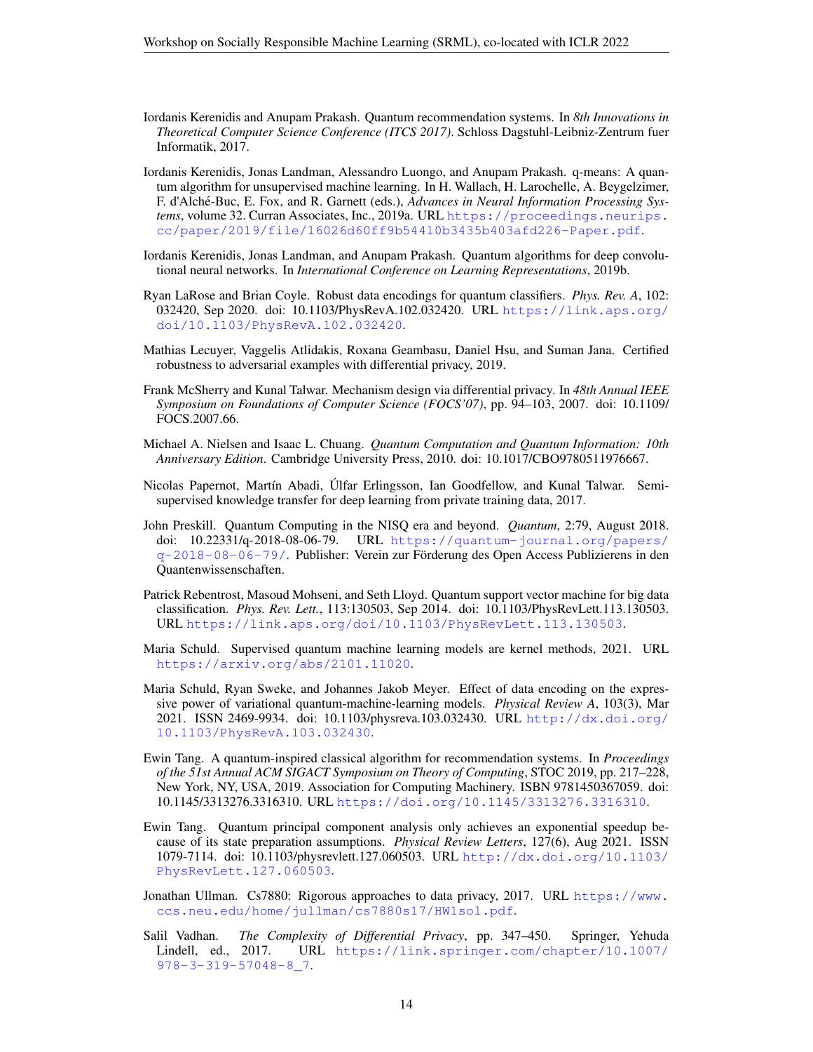Iordanis Kerenidis and Anupam Prakash. Quantum recommendation systems. In *8th Innovations in Theoretical Computer Science Conference (ITCS 2017)*. Schloss Dagstuhl-Leibniz-Zentrum fuer Informatik, 2017.

Iordanis Kerenidis, Jonas Landman, Alessandro Luongo, and Anupam Prakash. q-means: A quantum algorithm for unsupervised machine learning. In H. Wallach, H. Larochelle, A. Beygelzimer, F. d'Alché-Buc, E. Fox, and R. Garnett (eds.), *Advances in Neural Information Processing Systems*, volume 32. Curran Associates, Inc., 2019a. URL https://proceedings.neurips.cc/paper/2019/file/16026d60ff9b54410b3435b403afd226-Paper.pdf.

Iordanis Kerenidis, Jonas Landman, and Anupam Prakash. Quantum algorithms for deep convolutional neural networks. In *International Conference on Learning Representations*, 2019b.

Ryan LaRose and Brian Coyle. Robust data encodings for quantum classifiers. *Phys. Rev. A*, 102: 032420, Sep 2020. doi: 10.1103/PhysRevA.102.032420. URL https://link.aps.org/doi/10.1103/PhysRevA.102.032420.

Mathias Lecuyer, Vaggelis Atlidakis, Roxana Geambasu, Daniel Hsu, and Suman Jana. Certified robustness to adversarial examples with differential privacy, 2019.

Frank McSherry and Kunal Talwar. Mechanism design via differential privacy. In *48th Annual IEEE Symposium on Foundations of Computer Science (FOCS'07)*, pp. 94–103, 2007. doi: 10.1109/FOCS.2007.66.

Michael A. Nielsen and Isaac L. Chuang. *Quantum Computation and Quantum Information: 10th Anniversary Edition*. Cambridge University Press, 2010. doi: 10.1017/CBO9780511976667.

Nicolas Papernot, Martín Abadi, Úlfar Erlingsson, Ian Goodfellow, and Kunal Talwar. Semi-supervised knowledge transfer for deep learning from private training data, 2017.

John Preskill. Quantum Computing in the NISQ era and beyond. *Quantum*, 2:79, August 2018. doi: 10.22331/q-2018-08-06-79. URL https://quantum-journal.org/papers/q-2018-08-06-79/. Publisher: Verein zur Förderung des Open Access Publizierens in den Quantenwissenschaften.

Patrick Rebentrost, Masoud Mohseni, and Seth Lloyd. Quantum support vector machine for big data classification. *Phys. Rev. Lett.*, 113:130503, Sep 2014. doi: 10.1103/PhysRevLett.113.130503. URL https://link.aps.org/doi/10.1103/PhysRevLett.113.130503.

Maria Schuld. Supervised quantum machine learning models are kernel methods, 2021. URL https://arxiv.org/abs/2101.11020.

Maria Schuld, Ryan Sweke, and Johannes Jakob Meyer. Effect of data encoding on the expressive power of variational quantum-machine-learning models. *Physical Review A*, 103(3), Mar 2021. ISSN 2469-9934. doi: 10.1103/physreva.103.032430. URL http://dx.doi.org/10.1103/PhysRevA.103.032430.

Ewin Tang. A quantum-inspired classical algorithm for recommendation systems. In *Proceedings of the 51st Annual ACM SIGACT Symposium on Theory of Computing*, STOC 2019, pp. 217–228, New York, NY, USA, 2019. Association for Computing Machinery. ISBN 9781450367059. doi: 10.1145/3313276.3316310. URL https://doi.org/10.1145/3313276.3316310.

Ewin Tang. Quantum principal component analysis only achieves an exponential speedup because of its state preparation assumptions. *Physical Review Letters*, 127(6), Aug 2021. ISSN 1079-7114. doi: 10.1103/physrevlett.127.060503. URL http://dx.doi.org/10.1103/PhysRevLett.127.060503.

Jonathan Ullman. Cs7880: Rigorous approaches to data privacy, 2017. URL https://www.ccs.neu.edu/home/jullman/cs7880s17/HW1sol.pdf.

Salil Vadhan. *The Complexity of Differential Privacy*, pp. 347–450. Springer, Yehuda Lindell, ed., 2017. URL https://link.springer.com/chapter/10.1007/978-3-319-57048-8_7.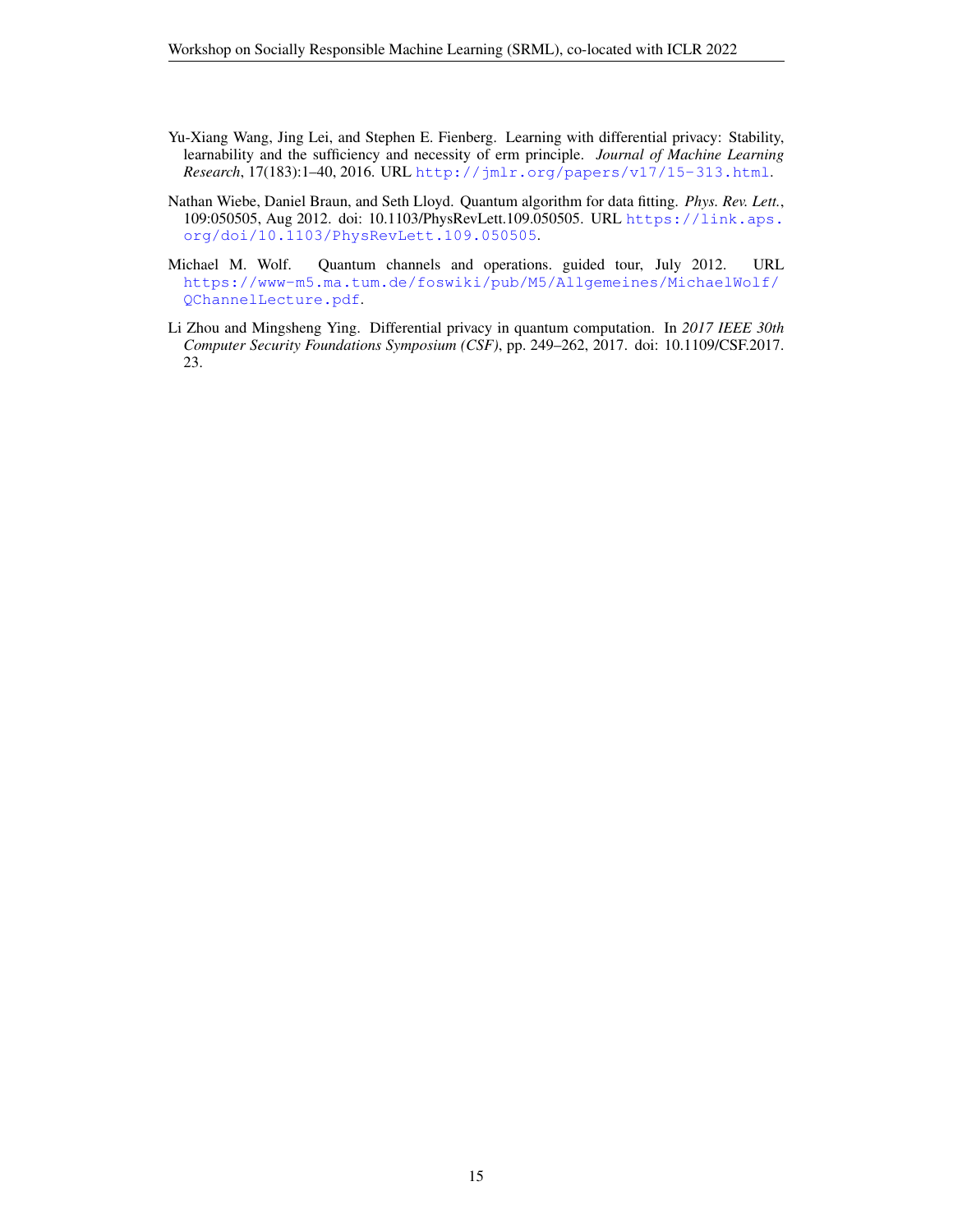Yu-Xiang Wang, Jing Lei, and Stephen E. Fienberg. Learning with differential privacy: Stability, learnability and the sufficiency and necessity of erm principle. *Journal of Machine Learning Research*, 17(183):1–40, 2016. URL http://jmlr.org/papers/v17/15-313.html.

Nathan Wiebe, Daniel Braun, and Seth Lloyd. Quantum algorithm for data fitting. *Phys. Rev. Lett.*, 109:050505, Aug 2012. doi: 10.1103/PhysRevLett.109.050505. URL https://link.aps.org/doi/10.1103/PhysRevLett.109.050505.

Michael M. Wolf. Quantum channels and operations. guided tour, July 2012. URL https://www-m5.ma.tum.de/foswiki/pub/M5/Allgemeines/MichaelWolf/QChannelLecture.pdf.

Li Zhou and Mingsheng Ying. Differential privacy in quantum computation. In *2017 IEEE 30th Computer Security Foundations Symposium (CSF)*, pp. 249–262, 2017. doi: 10.1109/CSF.2017.23.